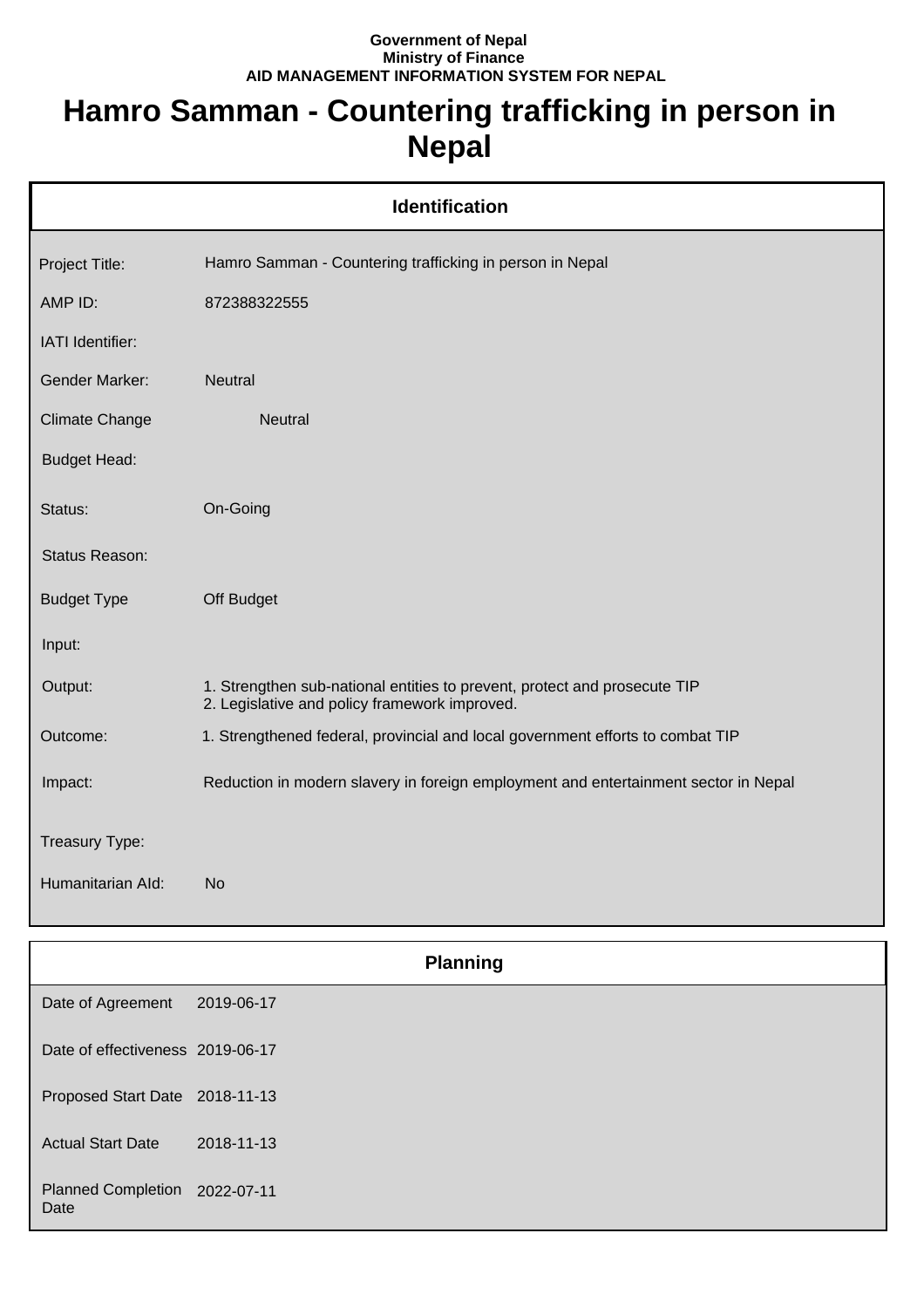**Government of Nepal**
**Ministry of Finance**
**AID MANAGEMENT INFORMATION SYSTEM FOR NEPAL**

# Hamro Samman - Countering trafficking in person in Nepal

## Identification

| | |
|---|---|
| Project Title: | Hamro Samman - Countering trafficking in person in Nepal |
| AMP ID: | 872388322555 |
| IATI Identifier: | |
| Gender Marker: | Neutral |
| Climate Change | Neutral |
| Budget Head: | |
| Status: | On-Going |
| Status Reason: | |
| Budget Type | Off Budget |
| Input: | |
| Output: | 1. Strengthen sub-national entities to prevent, protect and prosecute TIP<br>2. Legislative and policy framework improved. |
| Outcome: | 1. Strengthened federal, provincial and local government efforts to combat TIP |
| Impact: | Reduction in modern slavery in foreign employment and entertainment sector in Nepal |
| Treasury Type: | |
| Humanitarian AId: | No |

## Planning

| | |
|---|---|
| Date of Agreement | 2019-06-17 |
| Date of effectiveness | 2019-06-17 |
| Proposed Start Date | 2018-11-13 |
| Actual Start Date | 2018-11-13 |
| Planned Completion Date | 2022-07-11 |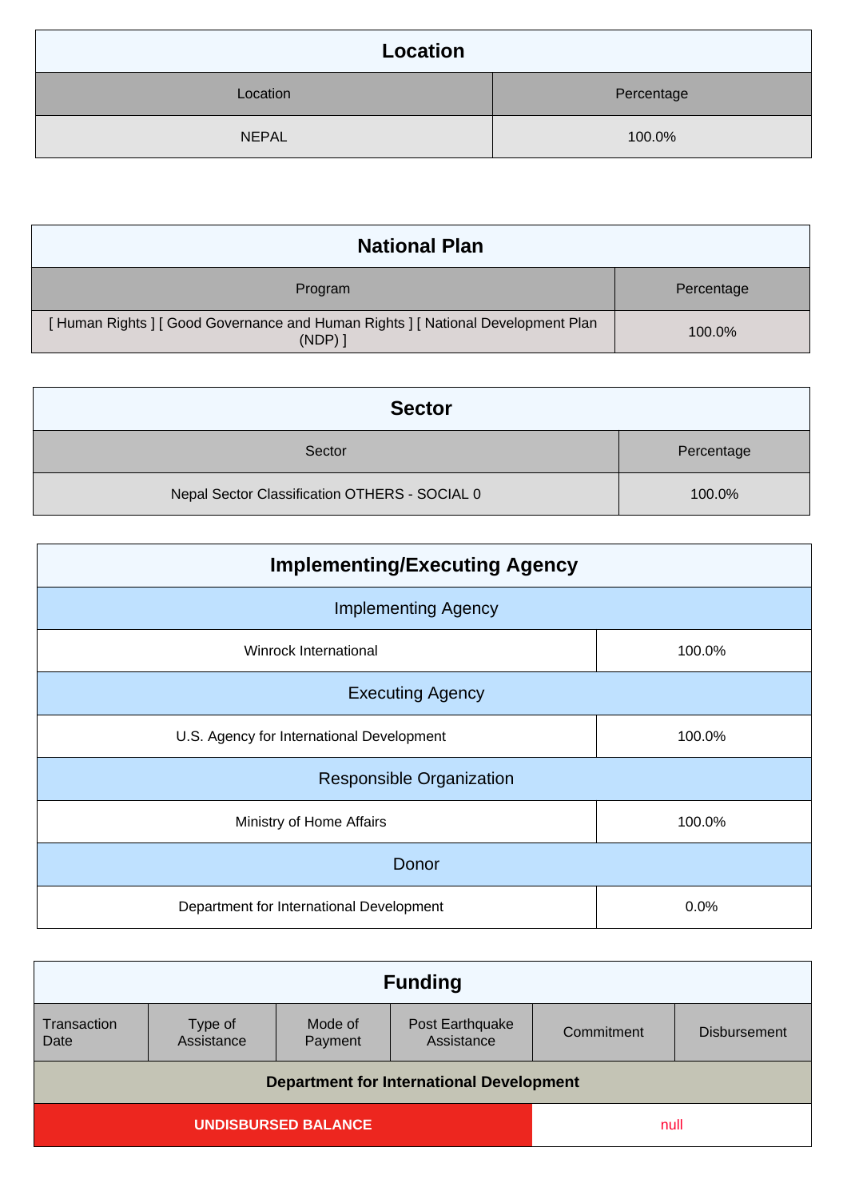## Location

| Location | Percentage |
|---|---|
| NEPAL | 100.0% |

## National Plan

| Program | Percentage |
|---|---|
| [ Human Rights ] [ Good Governance and Human Rights ] [ National Development Plan (NDP) ] | 100.0% |

## Sector

| Sector | Percentage |
|---|---|
| Nepal Sector Classification OTHERS - SOCIAL 0 | 100.0% |

## Implementing/Executing Agency

| Implementing Agency | |
|---|---|
| Winrock International | 100.0% |
| **Executing Agency** | |
| U.S. Agency for International Development | 100.0% |
| **Responsible Organization** | |
| Ministry of Home Affairs | 100.0% |
| **Donor** | |
| Department for International Development | 0.0% |

## Funding

| Transaction Date | Type of Assistance | Mode of Payment | Post Earthquake Assistance | Commitment | Disbursement |
|---|---|---|---|---|---|
| **Department for International Development** | | | | | |
| **UNDISBURSED BALANCE** | | | | null | |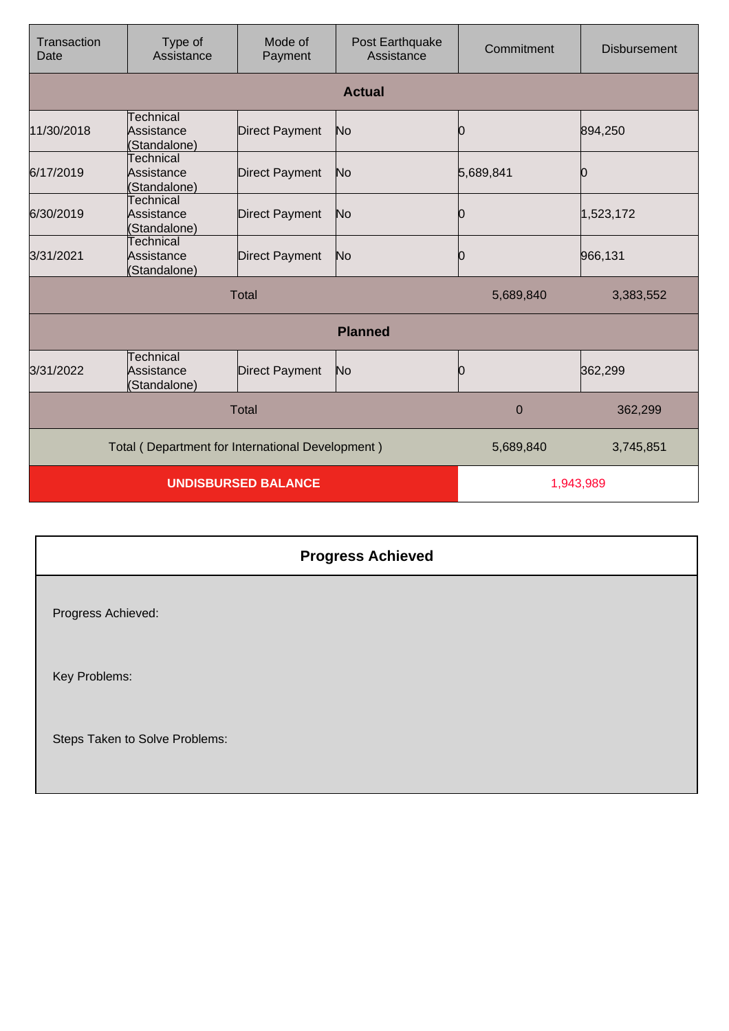| Transaction Date | Type of Assistance | Mode of Payment | Post Earthquake Assistance | Commitment | Disbursement |
|---|---|---|---|---|---|
| **Actual** | | | | | |
| 11/30/2018 | Technical Assistance (Standalone) | Direct Payment | No | 0 | 894,250 |
| 6/17/2019 | Technical Assistance (Standalone) | Direct Payment | No | 5,689,841 | 0 |
| 6/30/2019 | Technical Assistance (Standalone) | Direct Payment | No | 0 | 1,523,172 |
| 3/31/2021 | Technical Assistance (Standalone) | Direct Payment | No | 0 | 966,131 |
| Total | | | | 5,689,840 | 3,383,552 |
| **Planned** | | | | | |
| 3/31/2022 | Technical Assistance (Standalone) | Direct Payment | No | 0 | 362,299 |
| Total | | | | 0 | 362,299 |
| Total ( Department for International Development ) | | | | 5,689,840 | 3,745,851 |
| **UNDISBURSED BALANCE** | | | | 1,943,989 | |

## Progress Achieved

Progress Achieved:

Key Problems:

Steps Taken to Solve Problems: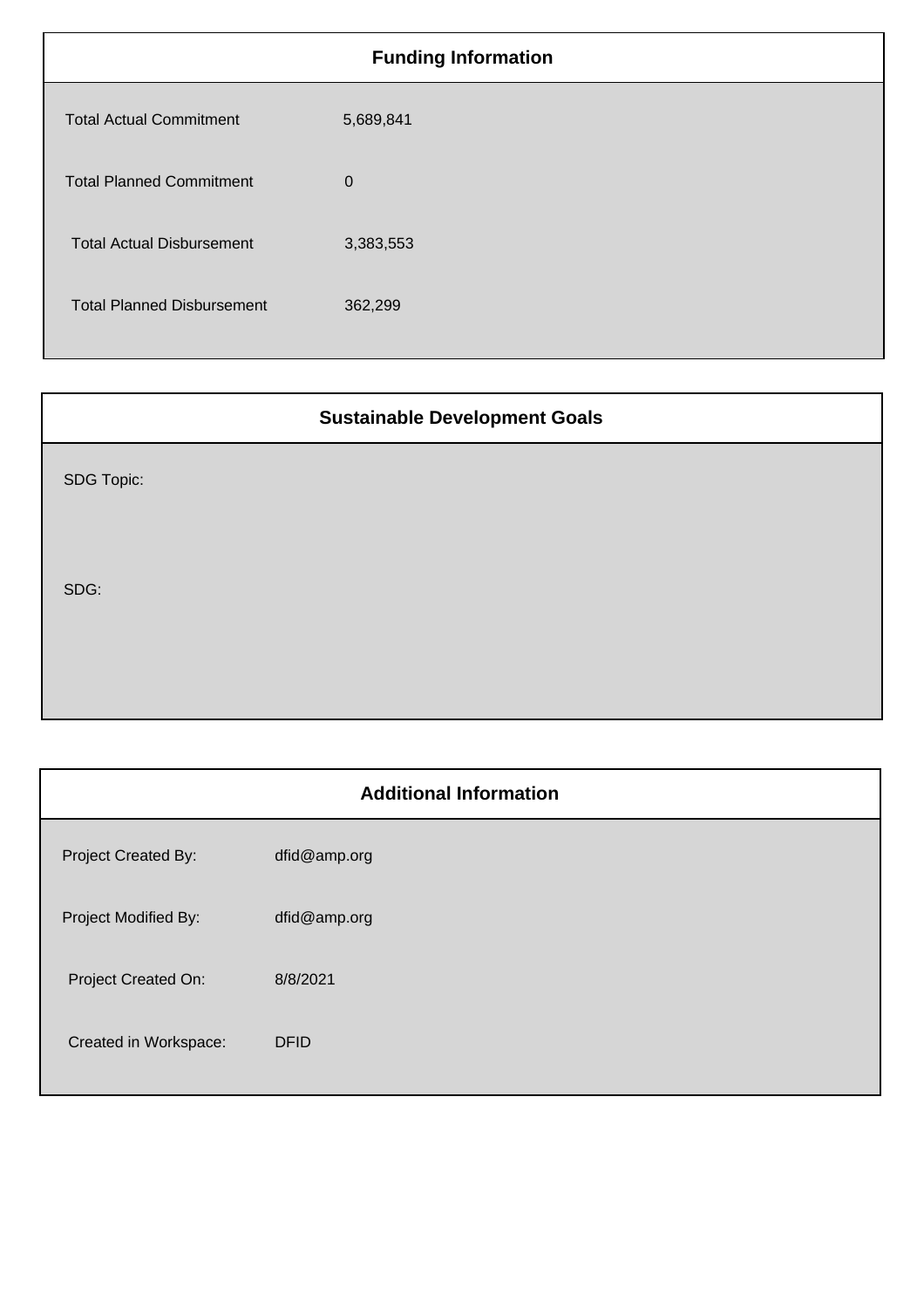## Funding Information

| | |
|---|---|
| Total Actual Commitment | 5,689,841 |
| Total Planned Commitment | 0 |
| Total Actual Disbursement | 3,383,553 |
| Total Planned Disbursement | 362,299 |

## Sustainable Development Goals

SDG Topic:

SDG:

## Additional Information

| | |
|---|---|
| Project Created By: | dfid@amp.org |
| Project Modified By: | dfid@amp.org |
| Project Created On: | 8/8/2021 |
| Created in Workspace: | DFID |